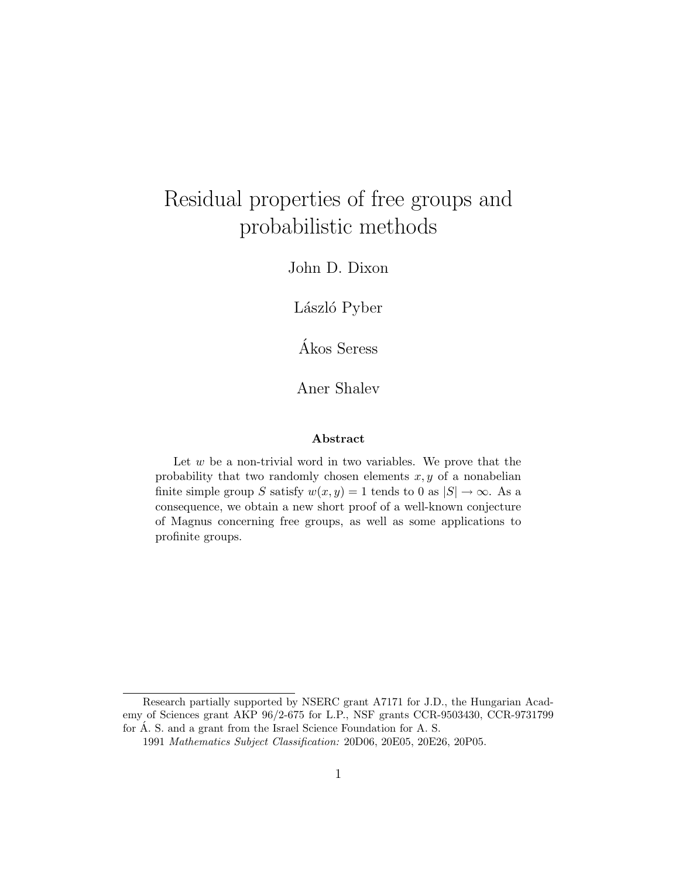# Residual properties of free groups and probabilistic methods

John D. Dixon

László Pyber

Ákos Seress

Aner Shalev

### Abstract

Let $w$ be a non-trivial word in two variables. We prove that the probability that two randomly chosen elements $x, y$ of a nonabelian finite simple group $S$ satisfy $w(x, y) = 1$ tends to 0 as $|S| \to \infty$. As a consequence, we obtain a new short proof of a well-known conjecture of Magnus concerning free groups, as well as some applications to profinite groups.

---

Research partially supported by NSERC grant A7171 for J.D., the Hungarian Academy of Sciences grant AKP 96/2-675 for L.P., NSF grants CCR-9503430, CCR-9731799 for Á. S. and a grant from the Israel Science Foundation for A. S.

1991 *Mathematics Subject Classification:* 20D06, 20E05, 20E26, 20P05.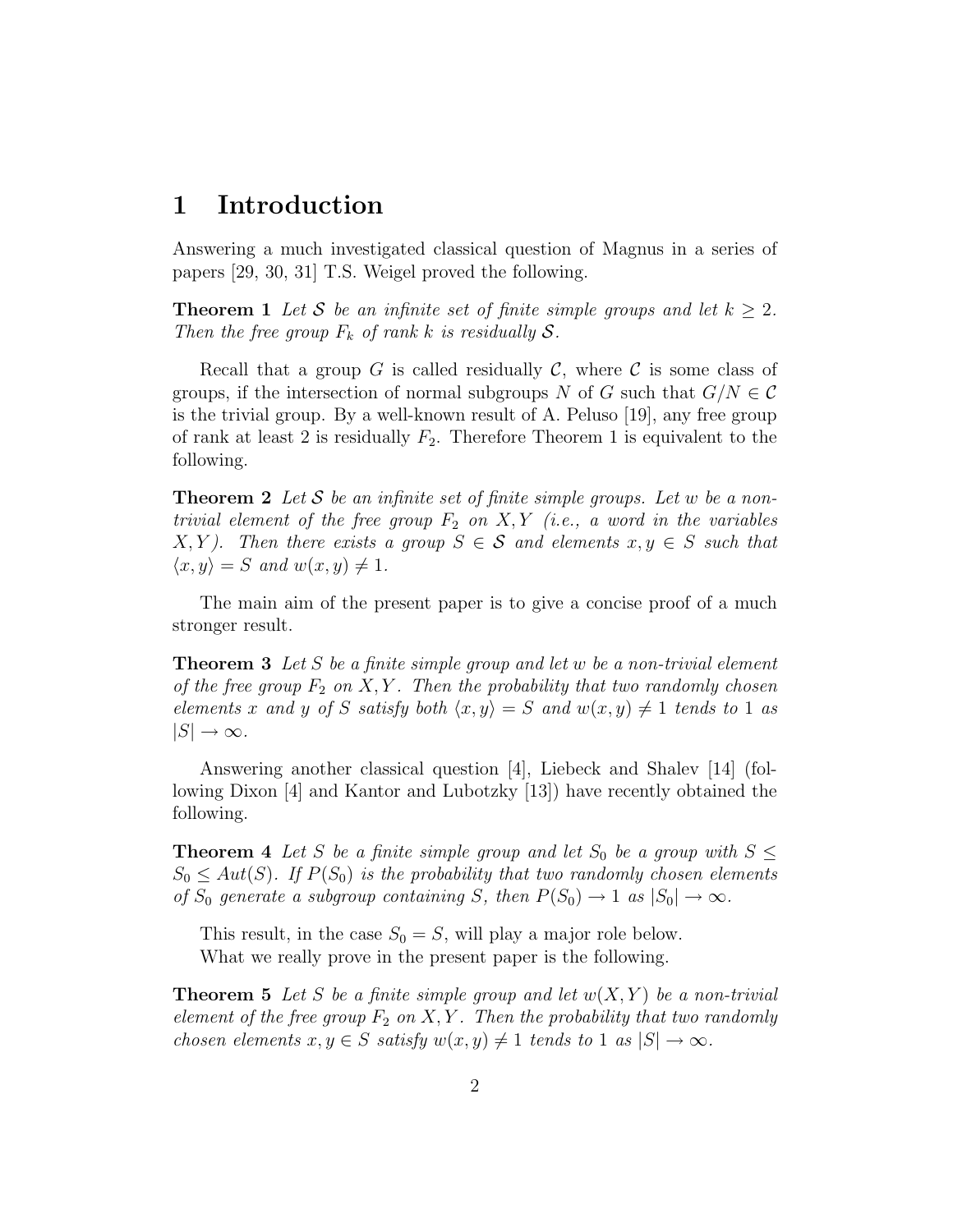# 1 Introduction

Answering a much investigated classical question of Magnus in a series of papers [29, 30, 31] T.S. Weigel proved the following.

**Theorem 1** *Let $\mathcal{S}$ be an infinite set of finite simple groups and let $k \geq 2$. Then the free group $F_k$ of rank $k$ is residually $\mathcal{S}$.*

Recall that a group $G$ is called residually $\mathcal{C}$, where $\mathcal{C}$ is some class of groups, if the intersection of normal subgroups $N$ of $G$ such that $G/N \in \mathcal{C}$ is the trivial group. By a well-known result of A. Peluso [19], any free group of rank at least 2 is residually $F_2$. Therefore Theorem 1 is equivalent to the following.

**Theorem 2** *Let $\mathcal{S}$ be an infinite set of finite simple groups. Let $w$ be a non-trivial element of the free group $F_2$ on $X, Y$ (i.e., a word in the variables $X, Y$). Then there exists a group $S \in \mathcal{S}$ and elements $x, y \in S$ such that $\langle x, y \rangle = S$ and $w(x, y) \neq 1$.*

The main aim of the present paper is to give a concise proof of a much stronger result.

**Theorem 3** *Let $S$ be a finite simple group and let $w$ be a non-trivial element of the free group $F_2$ on $X, Y$. Then the probability that two randomly chosen elements $x$ and $y$ of $S$ satisfy both $\langle x, y \rangle = S$ and $w(x, y) \neq 1$ tends to 1 as $|S| \to \infty$.*

Answering another classical question [4], Liebeck and Shalev [14] (following Dixon [4] and Kantor and Lubotzky [13]) have recently obtained the following.

**Theorem 4** *Let $S$ be a finite simple group and let $S_0$ be a group with $S \leq S_0 \leq Aut(S)$. If $P(S_0)$ is the probability that two randomly chosen elements of $S_0$ generate a subgroup containing $S$, then $P(S_0) \to 1$ as $|S_0| \to \infty$.*

This result, in the case $S_0 = S$, will play a major role below.

What we really prove in the present paper is the following.

**Theorem 5** *Let $S$ be a finite simple group and let $w(X, Y)$ be a non-trivial element of the free group $F_2$ on $X, Y$. Then the probability that two randomly chosen elements $x, y \in S$ satisfy $w(x, y) \neq 1$ tends to 1 as $|S| \to \infty$.*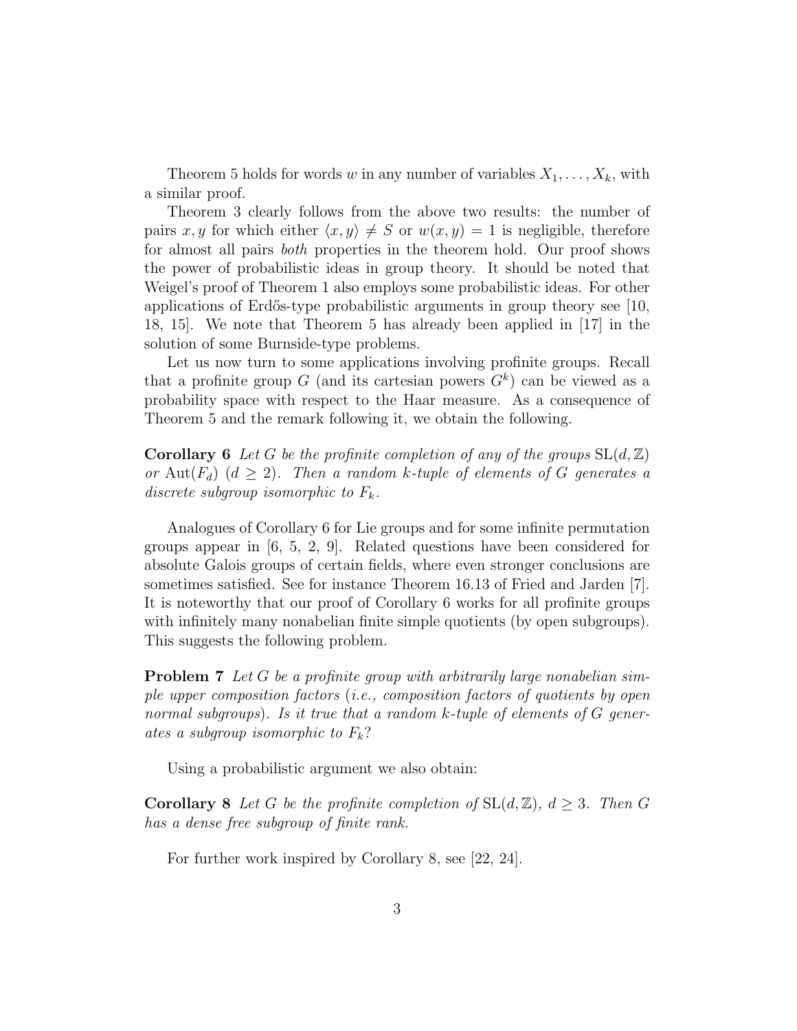Theorem 5 holds for words $w$ in any number of variables $X_1, \ldots, X_k$, with a similar proof.

Theorem 3 clearly follows from the above two results: the number of pairs $x, y$ for which either $\langle x, y \rangle \neq S$ or $w(x, y) = 1$ is negligible, therefore for almost all pairs *both* properties in the theorem hold. Our proof shows the power of probabilistic ideas in group theory. It should be noted that Weigel's proof of Theorem 1 also employs some probabilistic ideas. For other applications of Erdős-type probabilistic arguments in group theory see [10, 18, 15]. We note that Theorem 5 has already been applied in [17] in the solution of some Burnside-type problems.

Let us now turn to some applications involving profinite groups. Recall that a profinite group $G$ (and its cartesian powers $G^k$) can be viewed as a probability space with respect to the Haar measure. As a consequence of Theorem 5 and the remark following it, we obtain the following.

**Corollary 6** *Let $G$ be the profinite completion of any of the groups $\mathrm{SL}(d, \mathbb{Z})$ or $\mathrm{Aut}(F_d)$ ($d \geq 2$). Then a random $k$-tuple of elements of $G$ generates a discrete subgroup isomorphic to $F_k$.*

Analogues of Corollary 6 for Lie groups and for some infinite permutation groups appear in [6, 5, 2, 9]. Related questions have been considered for absolute Galois groups of certain fields, where even stronger conclusions are sometimes satisfied. See for instance Theorem 16.13 of Fried and Jarden [7]. It is noteworthy that our proof of Corollary 6 works for all profinite groups with infinitely many nonabelian finite simple quotients (by open subgroups). This suggests the following problem.

**Problem 7** *Let $G$ be a profinite group with arbitrarily large nonabelian simple upper composition factors (i.e., composition factors of quotients by open normal subgroups). Is it true that a random $k$-tuple of elements of $G$ generates a subgroup isomorphic to $F_k$?*

Using a probabilistic argument we also obtain:

**Corollary 8** *Let $G$ be the profinite completion of $\mathrm{SL}(d, \mathbb{Z})$, $d \geq 3$. Then $G$ has a dense free subgroup of finite rank.*

For further work inspired by Corollary 8, see [22, 24].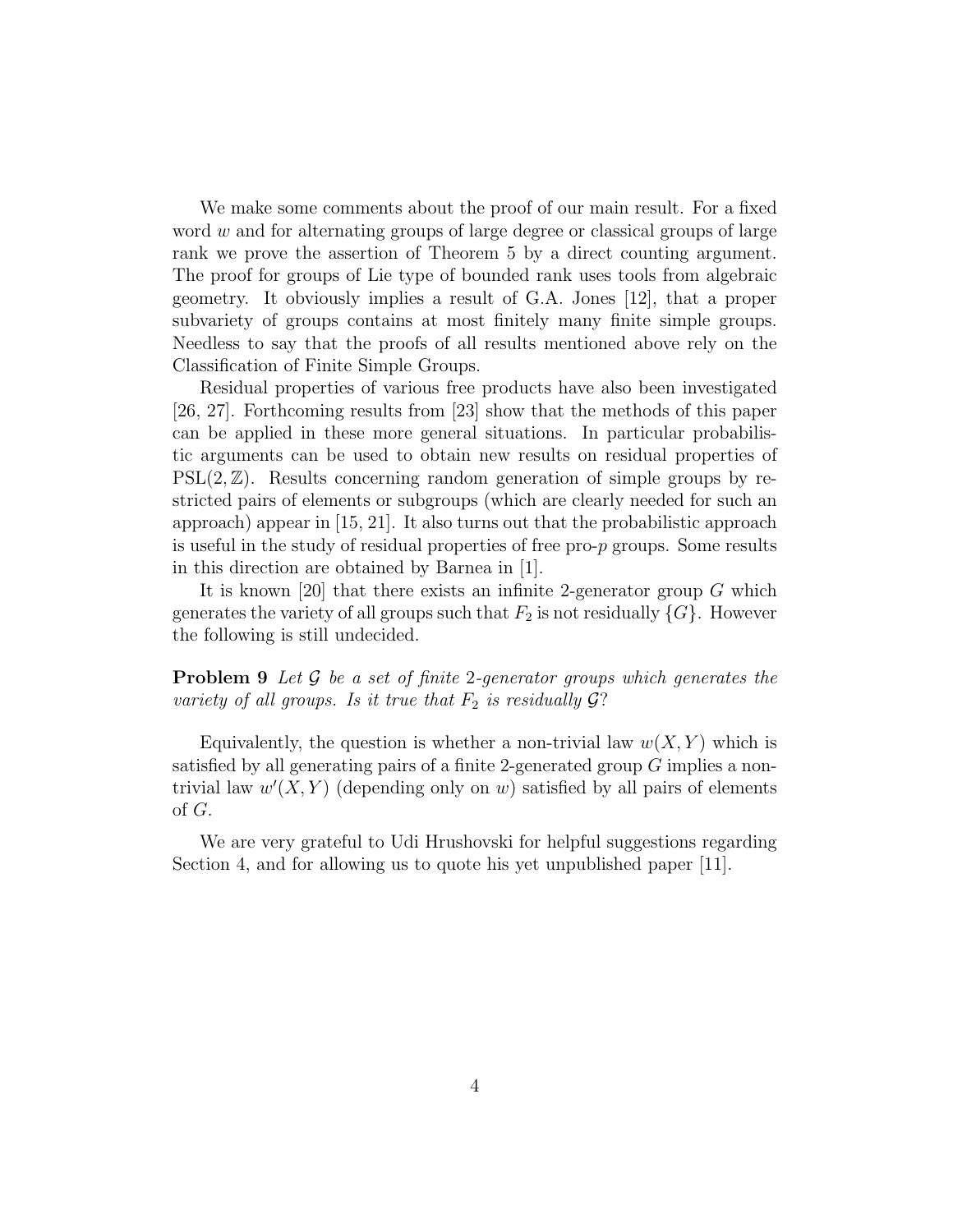We make some comments about the proof of our main result. For a fixed word $w$ and for alternating groups of large degree or classical groups of large rank we prove the assertion of Theorem 5 by a direct counting argument. The proof for groups of Lie type of bounded rank uses tools from algebraic geometry. It obviously implies a result of G.A. Jones [12], that a proper subvariety of groups contains at most finitely many finite simple groups. Needless to say that the proofs of all results mentioned above rely on the Classification of Finite Simple Groups.

Residual properties of various free products have also been investigated [26, 27]. Forthcoming results from [23] show that the methods of this paper can be applied in these more general situations. In particular probabilistic arguments can be used to obtain new results on residual properties of $\mathrm{PSL}(2, \mathbb{Z})$. Results concerning random generation of simple groups by restricted pairs of elements or subgroups (which are clearly needed for such an approach) appear in [15, 21]. It also turns out that the probabilistic approach is useful in the study of residual properties of free pro-$p$ groups. Some results in this direction are obtained by Barnea in [1].

It is known [20] that there exists an infinite 2-generator group $G$ which generates the variety of all groups such that $F_2$ is not residually $\{G\}$. However the following is still undecided.

**Problem 9** *Let $\mathcal{G}$ be a set of finite 2-generator groups which generates the variety of all groups. Is it true that $F_2$ is residually $\mathcal{G}$?*

Equivalently, the question is whether a non-trivial law $w(X, Y)$ which is satisfied by all generating pairs of a finite 2-generated group $G$ implies a non-trivial law $w'(X, Y)$ (depending only on $w$) satisfied by all pairs of elements of $G$.

We are very grateful to Udi Hrushovski for helpful suggestions regarding Section 4, and for allowing us to quote his yet unpublished paper [11].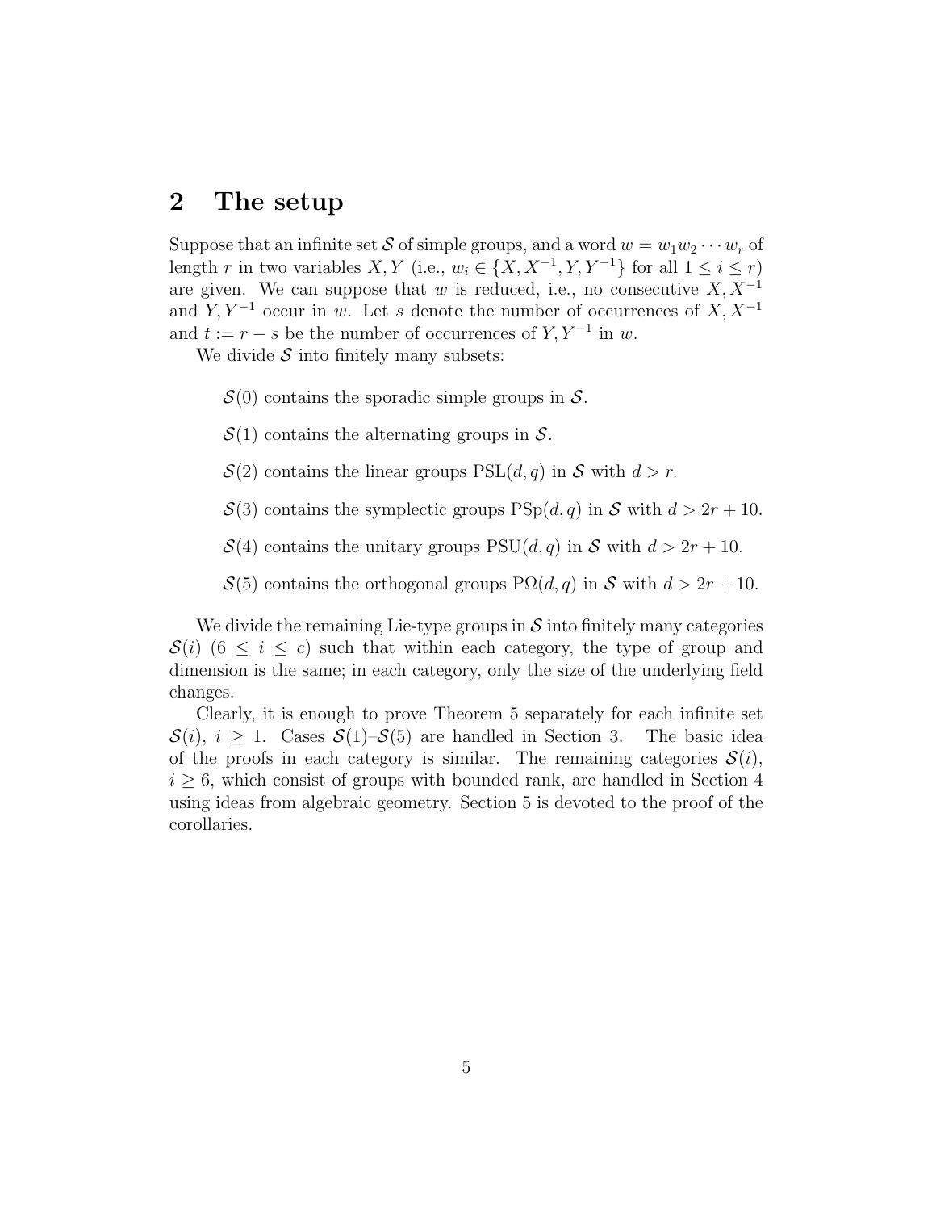## 2 The setup

Suppose that an infinite set $\mathcal{S}$ of simple groups, and a word $w = w_1 w_2 \cdots w_r$ of length $r$ in two variables $X, Y$ (i.e., $w_i \in \{X, X^{-1}, Y, Y^{-1}\}$ for all $1 \leq i \leq r$) are given. We can suppose that $w$ is reduced, i.e., no consecutive $X, X^{-1}$ and $Y, Y^{-1}$ occur in $w$. Let $s$ denote the number of occurrences of $X, X^{-1}$ and $t := r - s$ be the number of occurrences of $Y, Y^{-1}$ in $w$.

We divide $\mathcal{S}$ into finitely many subsets:

$\mathcal{S}(0)$ contains the sporadic simple groups in $\mathcal{S}$.

$\mathcal{S}(1)$ contains the alternating groups in $\mathcal{S}$.

$\mathcal{S}(2)$ contains the linear groups $\mathrm{PSL}(d, q)$ in $\mathcal{S}$ with $d > r$.

$\mathcal{S}(3)$ contains the symplectic groups $\mathrm{PSp}(d, q)$ in $\mathcal{S}$ with $d > 2r + 10$.

$\mathcal{S}(4)$ contains the unitary groups $\mathrm{PSU}(d, q)$ in $\mathcal{S}$ with $d > 2r + 10$.

$\mathcal{S}(5)$ contains the orthogonal groups $\mathrm{P}\Omega(d, q)$ in $\mathcal{S}$ with $d > 2r + 10$.

We divide the remaining Lie-type groups in $\mathcal{S}$ into finitely many categories $\mathcal{S}(i)$ $(6 \leq i \leq c)$ such that within each category, the type of group and dimension is the same; in each category, only the size of the underlying field changes.

Clearly, it is enough to prove Theorem 5 separately for each infinite set $\mathcal{S}(i)$, $i \geq 1$. Cases $\mathcal{S}(1)$–$\mathcal{S}(5)$ are handled in Section 3. The basic idea of the proofs in each category is similar. The remaining categories $\mathcal{S}(i)$, $i \geq 6$, which consist of groups with bounded rank, are handled in Section 4 using ideas from algebraic geometry. Section 5 is devoted to the proof of the corollaries.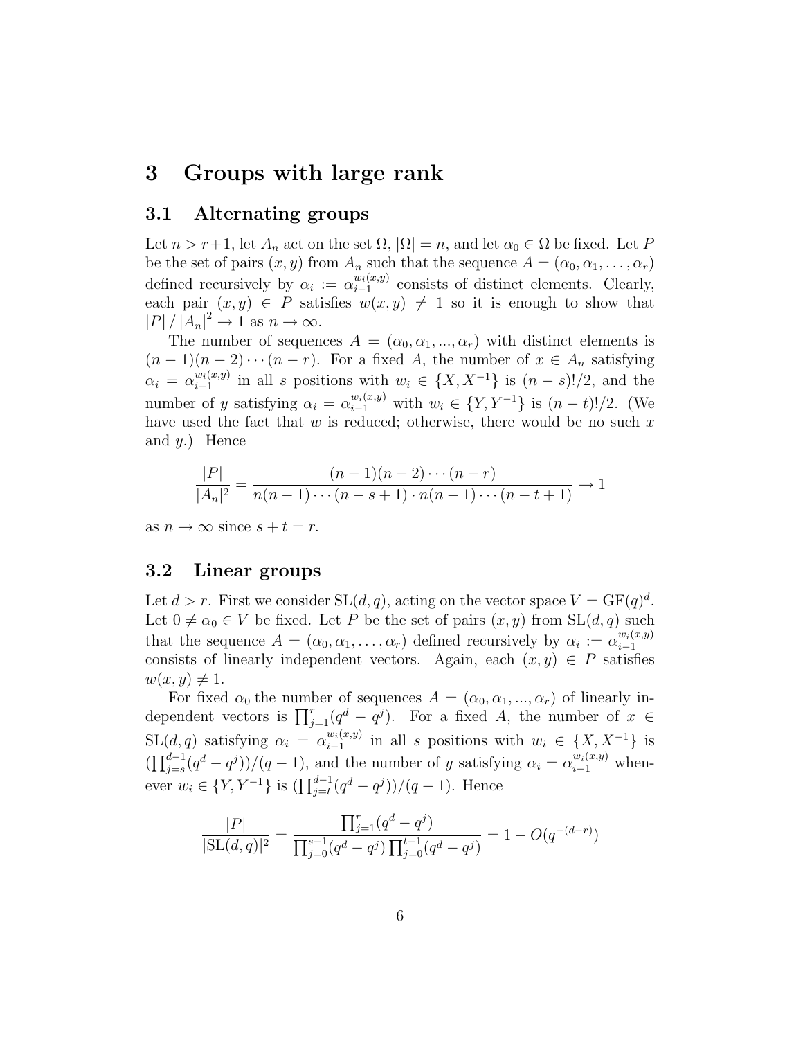# 3 Groups with large rank

## 3.1 Alternating groups

Let $n > r+1$, let $A_n$ act on the set $\Omega$, $|\Omega| = n$, and let $\alpha_0 \in \Omega$ be fixed. Let $P$ be the set of pairs $(x, y)$ from $A_n$ such that the sequence $A = (\alpha_0, \alpha_1, \ldots, \alpha_r)$ defined recursively by $\alpha_i := \alpha_{i-1}^{w_i(x,y)}$ consists of distinct elements. Clearly, each pair $(x, y) \in P$ satisfies $w(x, y) \neq 1$ so it is enough to show that $|P| \,/\, |A_n|^2 \to 1$ as $n \to \infty$.

The number of sequences $A = (\alpha_0, \alpha_1, ..., \alpha_r)$ with distinct elements is $(n-1)(n-2)\cdots(n-r)$. For a fixed $A$, the number of $x \in A_n$ satisfying $\alpha_i = \alpha_{i-1}^{w_i(x,y)}$ in all $s$ positions with $w_i \in \{X, X^{-1}\}$ is $(n-s)!/2$, and the number of $y$ satisfying $\alpha_i = \alpha_{i-1}^{w_i(x,y)}$ with $w_i \in \{Y, Y^{-1}\}$ is $(n-t)!/2$. (We have used the fact that $w$ is reduced; otherwise, there would be no such $x$ and $y$.) Hence

$$\frac{|P|}{|A_n|^2} = \frac{(n-1)(n-2)\cdots(n-r)}{n(n-1)\cdots(n-s+1)\cdot n(n-1)\cdots(n-t+1)} \to 1$$

as $n \to \infty$ since $s + t = r$.

## 3.2 Linear groups

Let $d > r$. First we consider $\mathrm{SL}(d, q)$, acting on the vector space $V = \mathrm{GF}(q)^d$. Let $0 \neq \alpha_0 \in V$ be fixed. Let $P$ be the set of pairs $(x, y)$ from $\mathrm{SL}(d, q)$ such that the sequence $A = (\alpha_0, \alpha_1, \ldots, \alpha_r)$ defined recursively by $\alpha_i := \alpha_{i-1}^{w_i(x,y)}$ consists of linearly independent vectors. Again, each $(x, y) \in P$ satisfies $w(x, y) \neq 1$.

For fixed $\alpha_0$ the number of sequences $A = (\alpha_0, \alpha_1, ..., \alpha_r)$ of linearly independent vectors is $\prod_{j=1}^{r}(q^d - q^j)$. For a fixed $A$, the number of $x \in \mathrm{SL}(d, q)$ satisfying $\alpha_i = \alpha_{i-1}^{w_i(x,y)}$ in all $s$ positions with $w_i \in \{X, X^{-1}\}$ is $(\prod_{j=s}^{d-1}(q^d - q^j))/(q-1)$, and the number of $y$ satisfying $\alpha_i = \alpha_{i-1}^{w_i(x,y)}$ whenever $w_i \in \{Y, Y^{-1}\}$ is $(\prod_{j=t}^{d-1}(q^d - q^j))/(q-1)$. Hence

$$\frac{|P|}{|\mathrm{SL}(d, q)|^2} = \frac{\prod_{j=1}^{r}(q^d - q^j)}{\prod_{j=0}^{s-1}(q^d - q^j)\prod_{j=0}^{t-1}(q^d - q^j)} = 1 - O(q^{-(d-r)})$$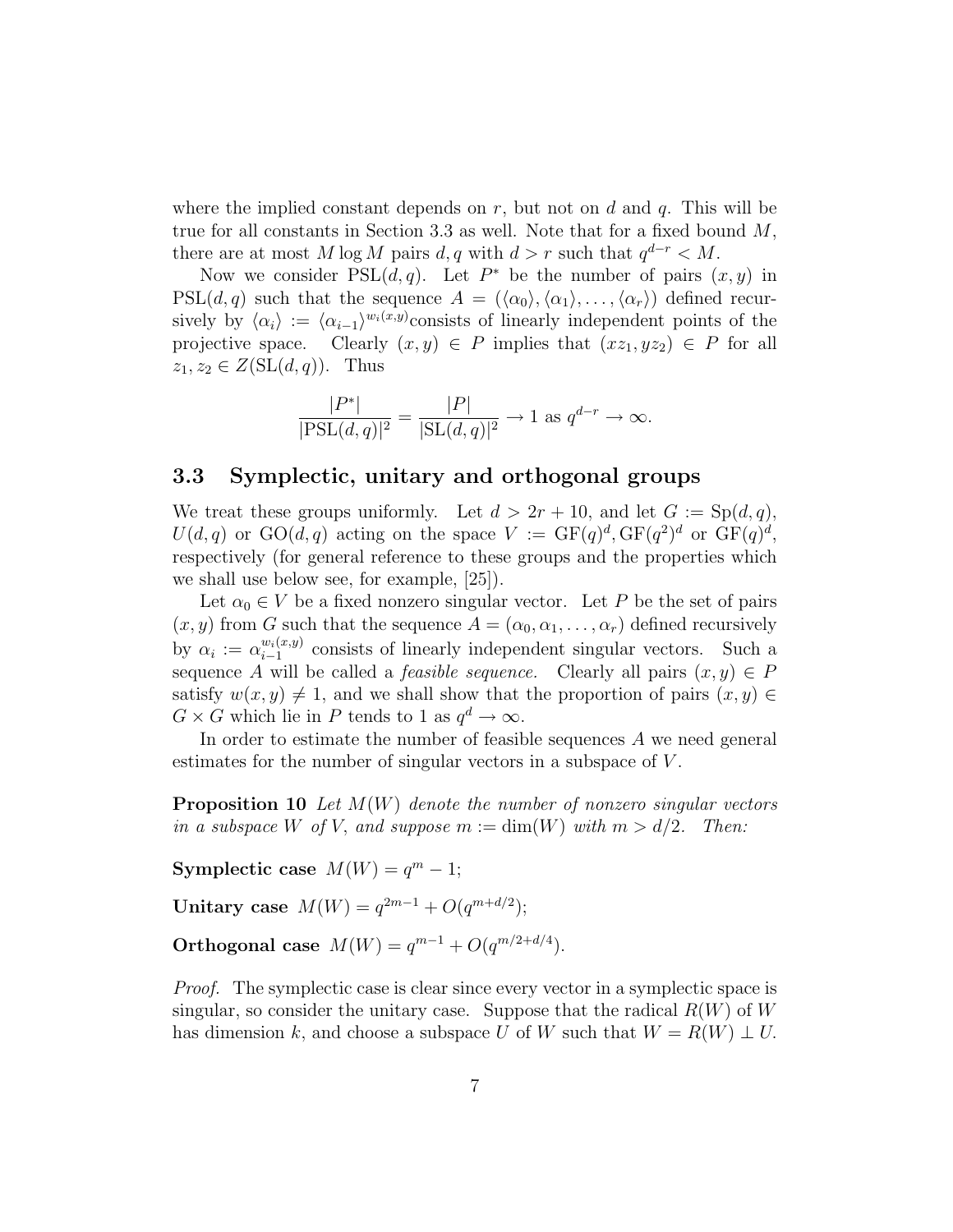where the implied constant depends on $r$, but not on $d$ and $q$. This will be true for all constants in Section 3.3 as well. Note that for a fixed bound $M$, there are at most $M \log M$ pairs $d, q$ with $d > r$ such that $q^{d-r} < M$.

Now we consider $\mathrm{PSL}(d, q)$. Let $P^*$ be the number of pairs $(x, y)$ in $\mathrm{PSL}(d, q)$ such that the sequence $A = (\langle \alpha_0 \rangle, \langle \alpha_1 \rangle, \ldots, \langle \alpha_r \rangle)$ defined recursively by $\langle \alpha_i \rangle := \langle \alpha_{i-1} \rangle^{w_i(x,y)}$consists of linearly independent points of the projective space. Clearly $(x, y) \in P$ implies that $(xz_1, yz_2) \in P$ for all $z_1, z_2 \in Z(\mathrm{SL}(d, q))$. Thus

$$\frac{|P^*|}{|\mathrm{PSL}(d,q)|^2} = \frac{|P|}{|\mathrm{SL}(d,q)|^2} \to 1 \text{ as } q^{d-r} \to \infty.$$

## 3.3 Symplectic, unitary and orthogonal groups

We treat these groups uniformly. Let $d > 2r + 10$, and let $G := \mathrm{Sp}(d, q)$, $U(d, q)$ or $\mathrm{GO}(d, q)$ acting on the space $V := \mathrm{GF}(q)^d, \mathrm{GF}(q^2)^d$ or $\mathrm{GF}(q)^d$, respectively (for general reference to these groups and the properties which we shall use below see, for example, [25]).

Let $\alpha_0 \in V$ be a fixed nonzero singular vector. Let $P$ be the set of pairs $(x, y)$ from $G$ such that the sequence $A = (\alpha_0, \alpha_1, \ldots, \alpha_r)$ defined recursively by $\alpha_i := \alpha_{i-1}^{w_i(x,y)}$ consists of linearly independent singular vectors. Such a sequence $A$ will be called a *feasible sequence.* Clearly all pairs $(x, y) \in P$ satisfy $w(x, y) \neq 1$, and we shall show that the proportion of pairs $(x, y) \in G \times G$ which lie in $P$ tends to 1 as $q^d \to \infty$.

In order to estimate the number of feasible sequences $A$ we need general estimates for the number of singular vectors in a subspace of $V$.

**Proposition 10** *Let $M(W)$ denote the number of nonzero singular vectors in a subspace $W$ of $V$, and suppose $m := \dim(W)$ with $m > d/2$. Then:*

**Symplectic case** $M(W) = q^m - 1$;

**Unitary case** $M(W) = q^{2m-1} + O(q^{m+d/2})$;

**Orthogonal case** $M(W) = q^{m-1} + O(q^{m/2+d/4})$.

*Proof.* The symplectic case is clear since every vector in a symplectic space is singular, so consider the unitary case. Suppose that the radical $R(W)$ of $W$ has dimension $k$, and choose a subspace $U$ of $W$ such that $W = R(W) \perp U$.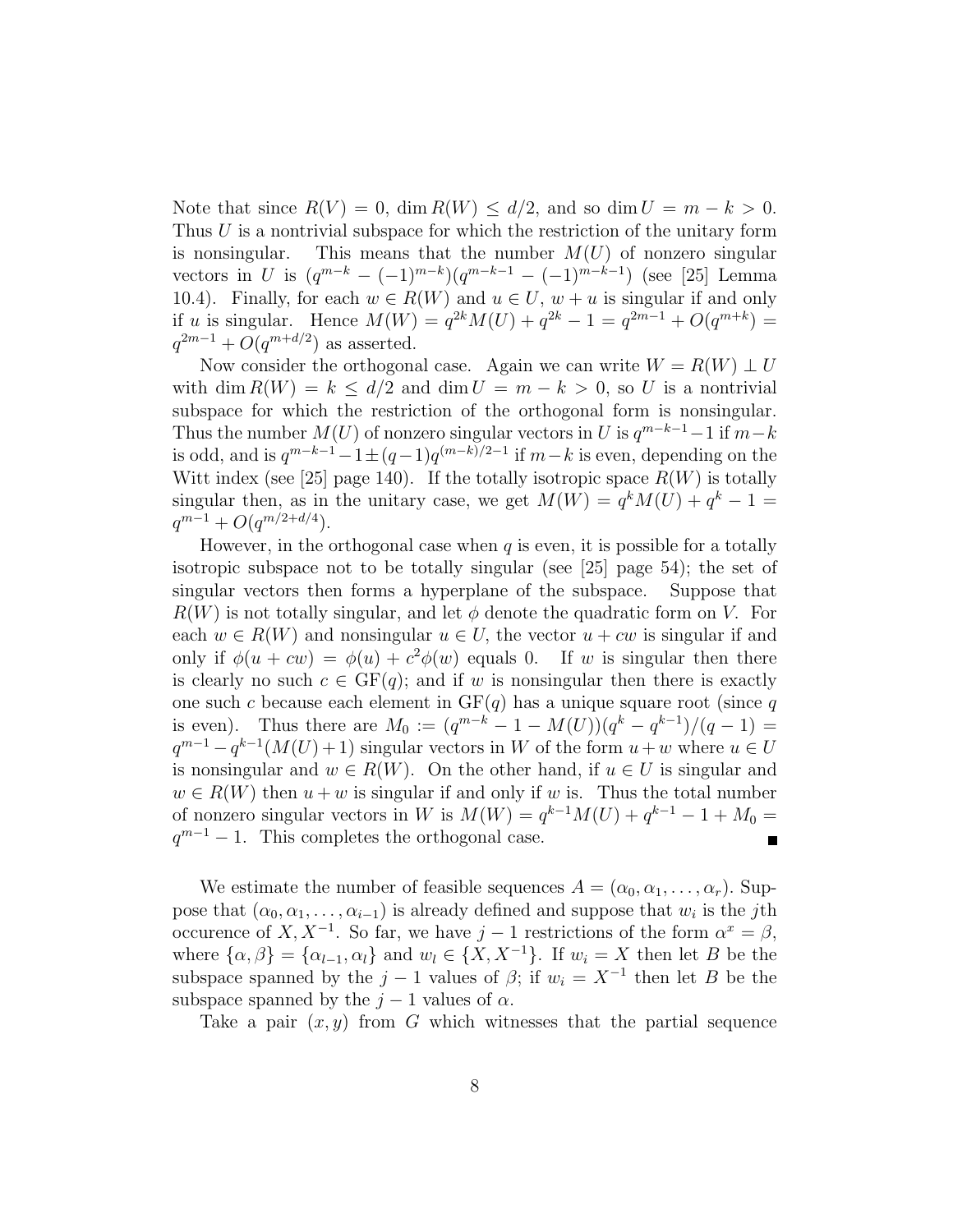Note that since $R(V) = 0$, $\dim R(W) \leq d/2$, and so $\dim U = m - k > 0$. Thus $U$ is a nontrivial subspace for which the restriction of the unitary form is nonsingular. This means that the number $M(U)$ of nonzero singular vectors in $U$ is $(q^{m-k} - (-1)^{m-k})(q^{m-k-1} - (-1)^{m-k-1})$ (see [25] Lemma 10.4). Finally, for each $w \in R(W)$ and $u \in U$, $w + u$ is singular if and only if $u$ is singular. Hence $M(W) = q^{2k}M(U) + q^{2k} - 1 = q^{2m-1} + O(q^{m+k}) = q^{2m-1} + O(q^{m+d/2})$ as asserted.

Now consider the orthogonal case. Again we can write $W = R(W) \perp U$ with $\dim R(W) = k \leq d/2$ and $\dim U = m - k > 0$, so $U$ is a nontrivial subspace for which the restriction of the orthogonal form is nonsingular. Thus the number $M(U)$ of nonzero singular vectors in $U$ is $q^{m-k-1} - 1$ if $m-k$ is odd, and is $q^{m-k-1} - 1 \pm (q-1)q^{(m-k)/2-1}$ if $m-k$ is even, depending on the Witt index (see [25] page 140). If the totally isotropic space $R(W)$ is totally singular then, as in the unitary case, we get $M(W) = q^k M(U) + q^k - 1 = q^{m-1} + O(q^{m/2+d/4})$.

However, in the orthogonal case when $q$ is even, it is possible for a totally isotropic subspace not to be totally singular (see [25] page 54); the set of singular vectors then forms a hyperplane of the subspace. Suppose that $R(W)$ is not totally singular, and let $\phi$ denote the quadratic form on $V$. For each $w \in R(W)$ and nonsingular $u \in U$, the vector $u + cw$ is singular if and only if $\phi(u + cw) = \phi(u) + c^2\phi(w)$ equals 0. If $w$ is singular then there is clearly no such $c \in \mathrm{GF}(q)$; and if $w$ is nonsingular then there is exactly one such $c$ because each element in $\mathrm{GF}(q)$ has a unique square root (since $q$ is even). Thus there are $M_0 := (q^{m-k} - 1 - M(U))(q^k - q^{k-1})/(q-1) = q^{m-1} - q^{k-1}(M(U) + 1)$ singular vectors in $W$ of the form $u + w$ where $u \in U$ is nonsingular and $w \in R(W)$. On the other hand, if $u \in U$ is singular and $w \in R(W)$ then $u + w$ is singular if and only if $w$ is. Thus the total number of nonzero singular vectors in $W$ is $M(W) = q^{k-1}M(U) + q^{k-1} - 1 + M_0 = q^{m-1} - 1$. This completes the orthogonal case. ∎

We estimate the number of feasible sequences $A = (\alpha_0, \alpha_1, \ldots, \alpha_r)$. Suppose that $(\alpha_0, \alpha_1, \ldots, \alpha_{i-1})$ is already defined and suppose that $w_i$ is the $j$th occurence of $X, X^{-1}$. So far, we have $j - 1$ restrictions of the form $\alpha^x = \beta$, where $\{\alpha, \beta\} = \{\alpha_{l-1}, \alpha_l\}$ and $w_l \in \{X, X^{-1}\}$. If $w_i = X$ then let $B$ be the subspace spanned by the $j - 1$ values of $\beta$; if $w_i = X^{-1}$ then let $B$ be the subspace spanned by the $j - 1$ values of $\alpha$.

Take a pair $(x, y)$ from $G$ which witnesses that the partial sequence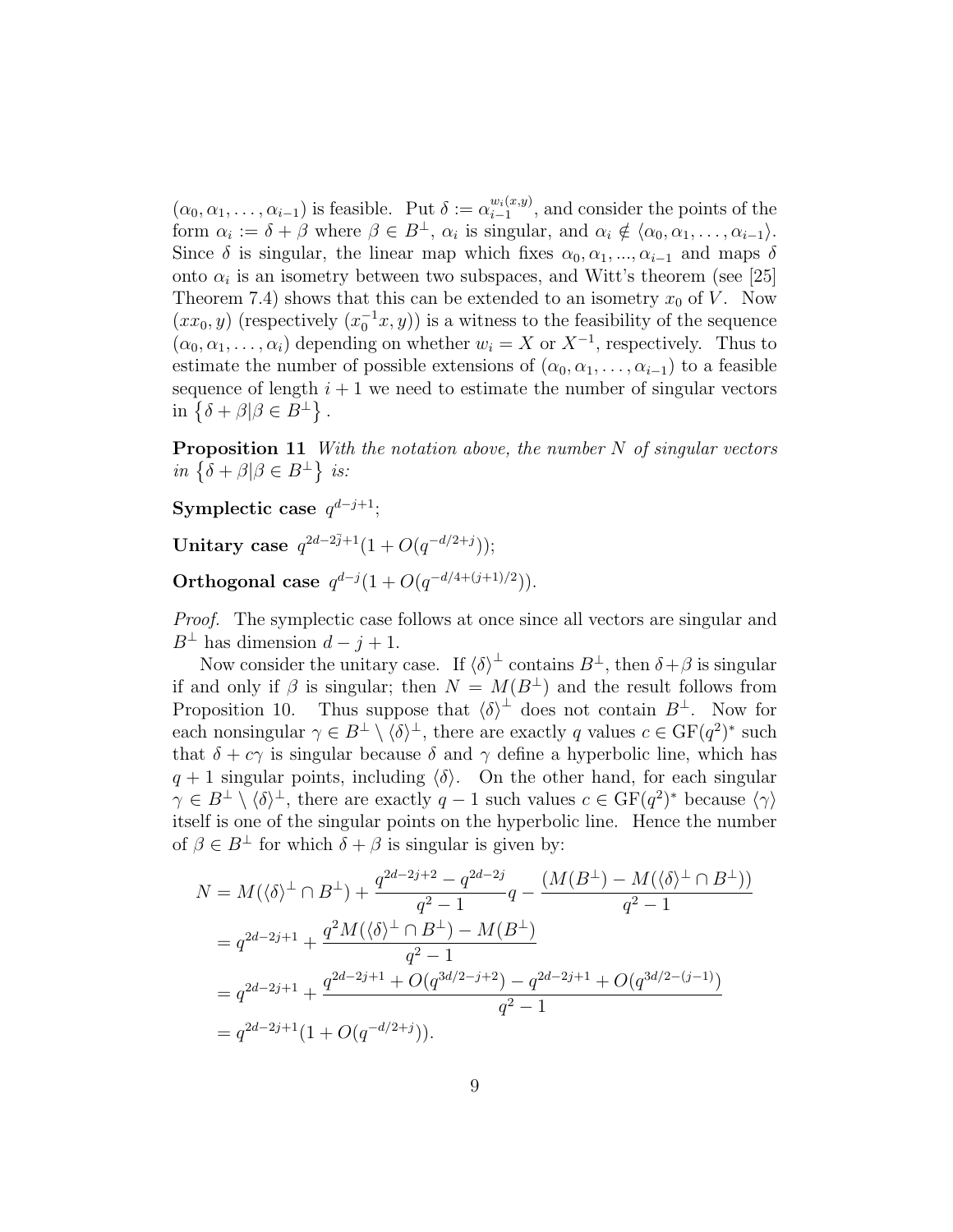$(\alpha_0, \alpha_1, \ldots, \alpha_{i-1})$ is feasible. Put $\delta := \alpha_{i-1}^{w_i(x,y)}$, and consider the points of the form $\alpha_i := \delta + \beta$ where $\beta \in B^\perp$, $\alpha_i$ is singular, and $\alpha_i \notin \langle \alpha_0, \alpha_1, \ldots, \alpha_{i-1} \rangle$. Since $\delta$ is singular, the linear map which fixes $\alpha_0, \alpha_1, ..., \alpha_{i-1}$ and maps $\delta$ onto $\alpha_i$ is an isometry between two subspaces, and Witt's theorem (see [25] Theorem 7.4) shows that this can be extended to an isometry $x_0$ of $V$. Now $(xx_0, y)$ (respectively $(x_0^{-1}x, y)$) is a witness to the feasibility of the sequence $(\alpha_0, \alpha_1, \ldots, \alpha_i)$ depending on whether $w_i = X$ or $X^{-1}$, respectively. Thus to estimate the number of possible extensions of $(\alpha_0, \alpha_1, \ldots, \alpha_{i-1})$ to a feasible sequence of length $i+1$ we need to estimate the number of singular vectors in $\left\{ \delta + \beta | \beta \in B^\perp \right\}$.

**Proposition 11** *With the notation above, the number $N$ of singular vectors in $\left\{ \delta + \beta | \beta \in B^\perp \right\}$ is:*

**Symplectic case** $q^{d-j+1}$;

**Unitary case** $q^{2d-2j+1}(1 + O(q^{-d/2+j}))$;

**Orthogonal case** $q^{d-j}(1 + O(q^{-d/4+(j+1)/2}))$.

*Proof.* The symplectic case follows at once since all vectors are singular and $B^\perp$ has dimension $d - j + 1$.

Now consider the unitary case. If $\langle \delta \rangle^\perp$ contains $B^\perp$, then $\delta + \beta$ is singular if and only if $\beta$ is singular; then $N = M(B^\perp)$ and the result follows from Proposition 10. Thus suppose that $\langle \delta \rangle^\perp$ does not contain $B^\perp$. Now for each nonsingular $\gamma \in B^\perp \setminus \langle \delta \rangle^\perp$, there are exactly $q$ values $c \in \mathrm{GF}(q^2)^*$ such that $\delta + c\gamma$ is singular because $\delta$ and $\gamma$ define a hyperbolic line, which has $q+1$ singular points, including $\langle \delta \rangle$. On the other hand, for each singular $\gamma \in B^\perp \setminus \langle \delta \rangle^\perp$, there are exactly $q - 1$ such values $c \in \mathrm{GF}(q^2)^*$ because $\langle \gamma \rangle$ itself is one of the singular points on the hyperbolic line. Hence the number of $\beta \in B^\perp$ for which $\delta + \beta$ is singular is given by:

$$
\begin{aligned}
N &= M(\langle \delta \rangle^\perp \cap B^\perp) + \frac{q^{2d-2j+2} - q^{2d-2j}}{q^2 - 1} q - \frac{(M(B^\perp) - M(\langle \delta \rangle^\perp \cap B^\perp))}{q^2 - 1} \\
&= q^{2d-2j+1} + \frac{q^2 M(\langle \delta \rangle^\perp \cap B^\perp) - M(B^\perp)}{q^2 - 1} \\
&= q^{2d-2j+1} + \frac{q^{2d-2j+1} + O(q^{3d/2-j+2}) - q^{2d-2j+1} + O(q^{3d/2-(j-1)})}{q^2 - 1} \\
&= q^{2d-2j+1}(1 + O(q^{-d/2+j})).
\end{aligned}
$$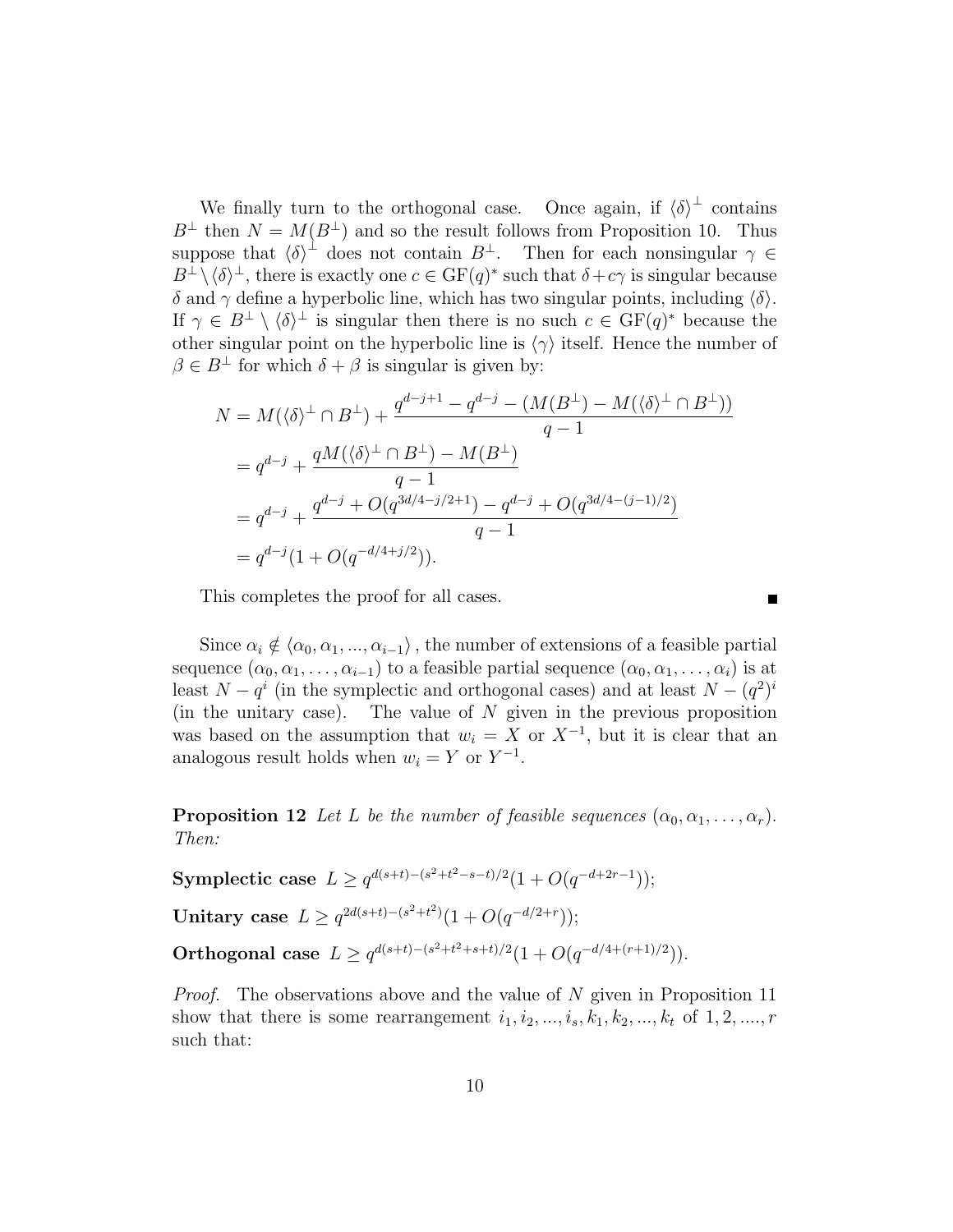We finally turn to the orthogonal case. Once again, if $\langle\delta\rangle^\perp$ contains $B^\perp$ then $N = M(B^\perp)$ and so the result follows from Proposition 10. Thus suppose that $\langle\delta\rangle^\perp$ does not contain $B^\perp$. Then for each nonsingular $\gamma \in B^\perp \setminus \langle\delta\rangle^\perp$, there is exactly one $c \in \mathrm{GF}(q)^*$ such that $\delta + c\gamma$ is singular because $\delta$ and $\gamma$ define a hyperbolic line, which has two singular points, including $\langle\delta\rangle$. If $\gamma \in B^\perp \setminus \langle\delta\rangle^\perp$ is singular then there is no such $c \in \mathrm{GF}(q)^*$ because the other singular point on the hyperbolic line is $\langle\gamma\rangle$ itself. Hence the number of $\beta \in B^\perp$ for which $\delta + \beta$ is singular is given by:

$$
\begin{aligned}
N &= M(\langle\delta\rangle^\perp \cap B^\perp) + \frac{q^{d-j+1} - q^{d-j} - (M(B^\perp) - M(\langle\delta\rangle^\perp \cap B^\perp))}{q-1} \\
&= q^{d-j} + \frac{qM(\langle\delta\rangle^\perp \cap B^\perp) - M(B^\perp)}{q-1} \\
&= q^{d-j} + \frac{q^{d-j} + O(q^{3d/4-j/2+1}) - q^{d-j} + O(q^{3d/4-(j-1)/2})}{q-1} \\
&= q^{d-j}(1 + O(q^{-d/4+j/2})).
\end{aligned}
$$

This completes the proof for all cases. ∎

Since $\alpha_i \notin \langle\alpha_0, \alpha_1, ..., \alpha_{i-1}\rangle$, the number of extensions of a feasible partial sequence $(\alpha_0, \alpha_1, \ldots, \alpha_{i-1})$ to a feasible partial sequence $(\alpha_0, \alpha_1, \ldots, \alpha_i)$ is at least $N - q^i$ (in the symplectic and orthogonal cases) and at least $N - (q^2)^i$ (in the unitary case). The value of $N$ given in the previous proposition was based on the assumption that $w_i = X$ or $X^{-1}$, but it is clear that an analogous result holds when $w_i = Y$ or $Y^{-1}$.

**Proposition 12** *Let $L$ be the number of feasible sequences $(\alpha_0, \alpha_1, \ldots, \alpha_r)$. Then:*

**Symplectic case** $L \geq q^{d(s+t)-(s^2+t^2-s-t)/2}(1 + O(q^{-d+2r-1}))$;

**Unitary case** $L \geq q^{2d(s+t)-(s^2+t^2)}(1 + O(q^{-d/2+r}))$;

**Orthogonal case** $L \geq q^{d(s+t)-(s^2+t^2+s+t)/2}(1 + O(q^{-d/4+(r+1)/2}))$.

*Proof.* The observations above and the value of $N$ given in Proposition 11 show that there is some rearrangement $i_1, i_2, ..., i_s, k_1, k_2, ..., k_t$ of $1, 2, ...., r$ such that: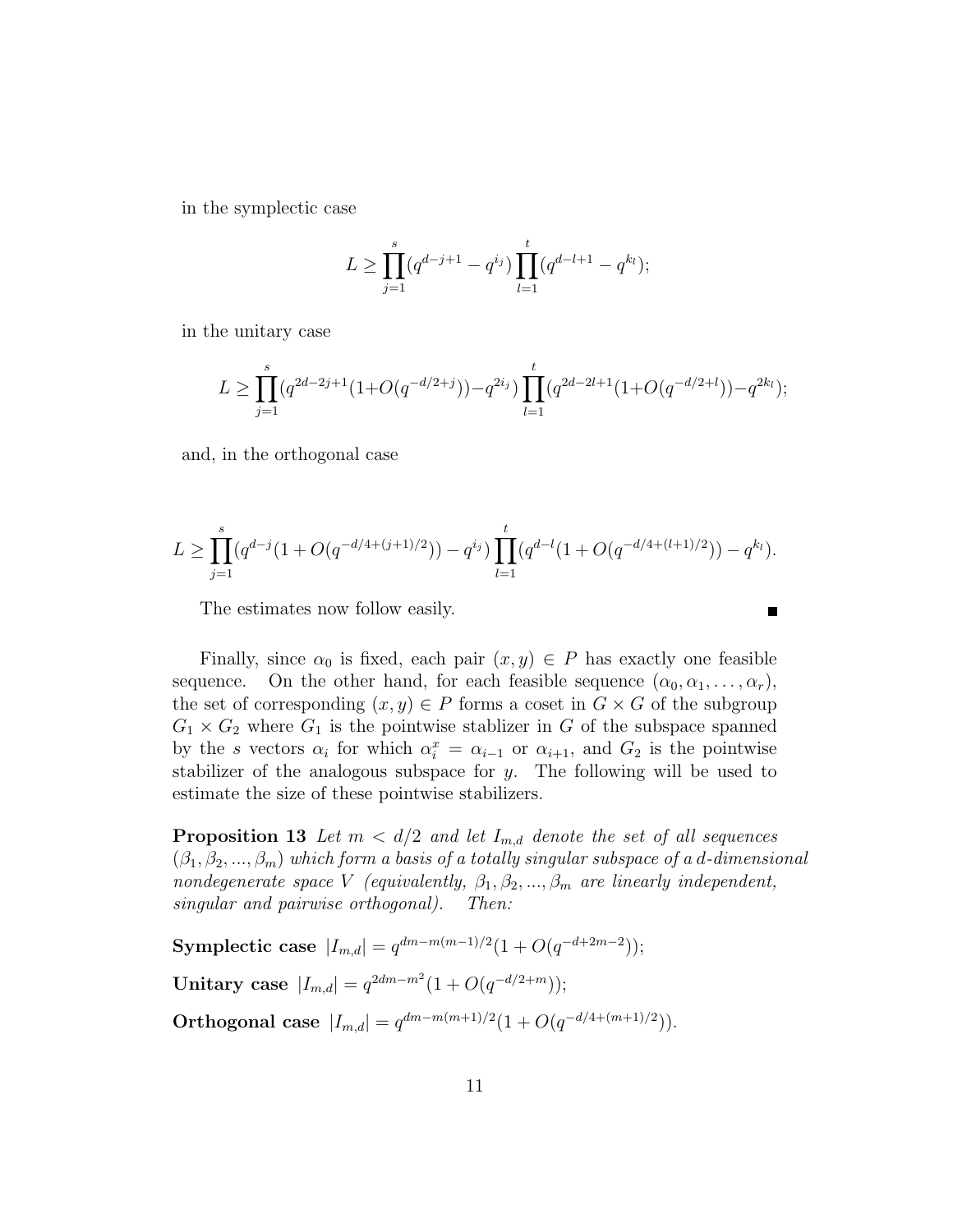in the symplectic case

$$L \geq \prod_{j=1}^{s}(q^{d-j+1} - q^{i_j})\prod_{l=1}^{t}(q^{d-l+1} - q^{k_l});$$

in the unitary case

$$L \geq \prod_{j=1}^{s}(q^{2d-2j+1}(1+O(q^{-d/2+j}))-q^{2i_j})\prod_{l=1}^{t}(q^{2d-2l+1}(1+O(q^{-d/2+l}))-q^{2k_l});$$

and, in the orthogonal case

$$L \geq \prod_{j=1}^{s}(q^{d-j}(1+O(q^{-d/4+(j+1)/2})) - q^{i_j})\prod_{l=1}^{t}(q^{d-l}(1+O(q^{-d/4+(l+1)/2})) - q^{k_l}).$$

The estimates now follow easily. ∎

Finally, since $\alpha_0$ is fixed, each pair $(x, y) \in P$ has exactly one feasible sequence. On the other hand, for each feasible sequence $(\alpha_0, \alpha_1, \ldots, \alpha_r)$, the set of corresponding $(x, y) \in P$ forms a coset in $G \times G$ of the subgroup $G_1 \times G_2$ where $G_1$ is the pointwise stablizer in $G$ of the subspace spanned by the $s$ vectors $\alpha_i$ for which $\alpha_i^x = \alpha_{i-1}$ or $\alpha_{i+1}$, and $G_2$ is the pointwise stabilizer of the analogous subspace for $y$. The following will be used to estimate the size of these pointwise stabilizers.

**Proposition 13** *Let $m < d/2$ and let $I_{m,d}$ denote the set of all sequences $(\beta_1, \beta_2, ..., \beta_m)$ which form a basis of a totally singular subspace of a $d$-dimensional nondegenerate space $V$ (equivalently, $\beta_1, \beta_2, ..., \beta_m$ are linearly independent, singular and pairwise orthogonal). Then:*

**Symplectic case** $|I_{m,d}| = q^{dm-m(m-1)/2}(1 + O(q^{-d+2m-2}))$;

**Unitary case** $|I_{m,d}| = q^{2dm-m^2}(1 + O(q^{-d/2+m}))$;

**Orthogonal case** $|I_{m,d}| = q^{dm-m(m+1)/2}(1 + O(q^{-d/4+(m+1)/2}))$.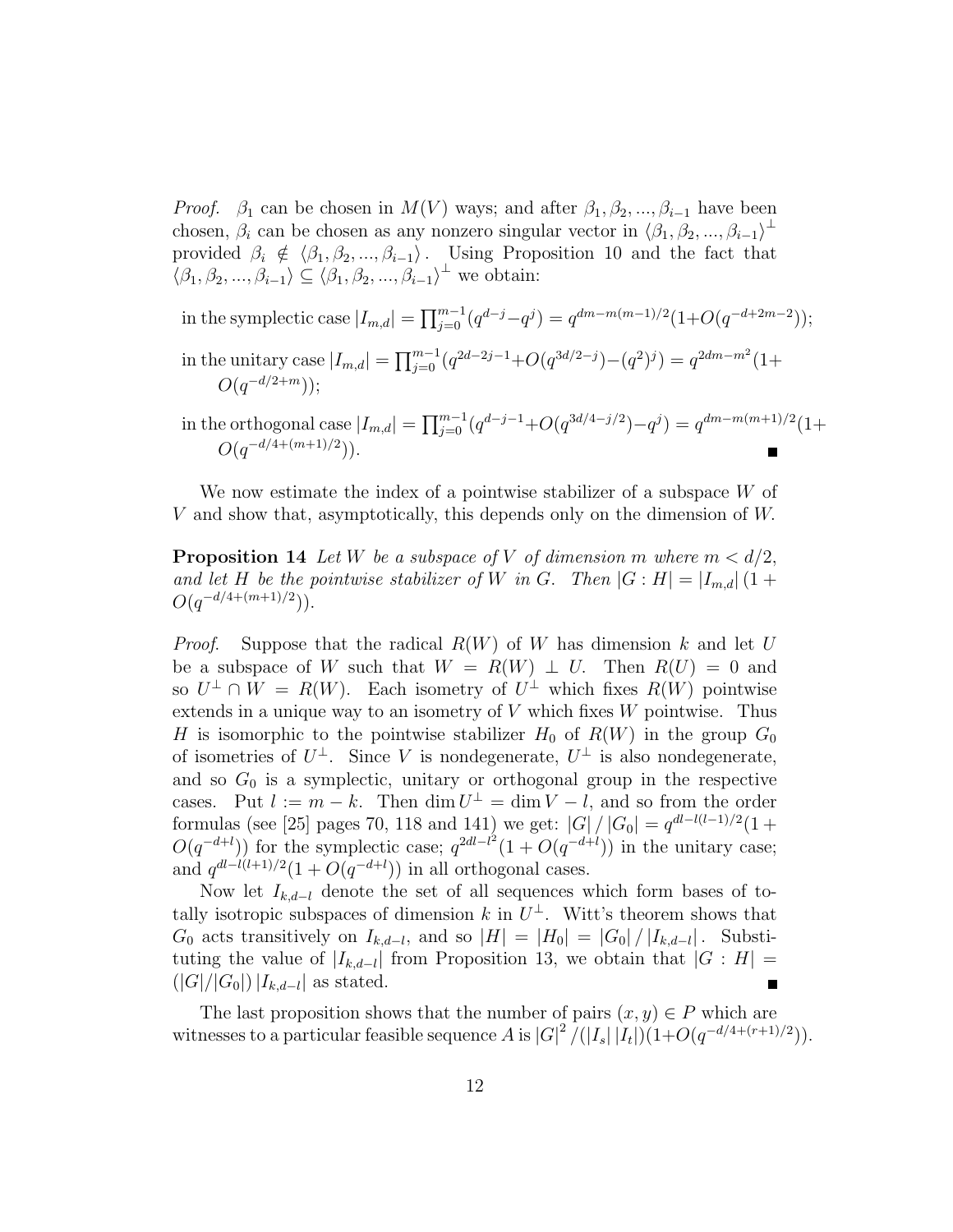*Proof.* $\beta_1$ can be chosen in $M(V)$ ways; and after $\beta_1, \beta_2, ..., \beta_{i-1}$ have been chosen, $\beta_i$ can be chosen as any nonzero singular vector in $\langle \beta_1, \beta_2, ..., \beta_{i-1} \rangle^{\perp}$ provided $\beta_i \notin \langle \beta_1, \beta_2, ..., \beta_{i-1} \rangle$. Using Proposition 10 and the fact that $\langle \beta_1, \beta_2, ..., \beta_{i-1} \rangle \subseteq \langle \beta_1, \beta_2, ..., \beta_{i-1} \rangle^{\perp}$ we obtain:

in the symplectic case $|I_{m,d}| = \prod_{j=0}^{m-1} (q^{d-j} - q^j) = q^{dm - m(m-1)/2}(1 + O(q^{-d+2m-2}))$;

in the unitary case $|I_{m,d}| = \prod_{j=0}^{m-1} (q^{2d-2j-1} + O(q^{3d/2-j}) - (q^2)^j) = q^{2dm-m^2}(1 + O(q^{-d/2+m}))$;

in the orthogonal case $|I_{m,d}| = \prod_{j=0}^{m-1} (q^{d-j-1} + O(q^{3d/4-j/2}) - q^j) = q^{dm-m(m+1)/2}(1 + O(q^{-d/4+(m+1)/2}))$. ■

We now estimate the index of a pointwise stabilizer of a subspace $W$ of $V$ and show that, asymptotically, this depends only on the dimension of $W$.

**Proposition 14** *Let $W$ be a subspace of $V$ of dimension $m$ where $m < d/2$, and let $H$ be the pointwise stabilizer of $W$ in $G$. Then $|G : H| = |I_{m,d}| (1 + O(q^{-d/4+(m+1)/2}))$.*

*Proof.* Suppose that the radical $R(W)$ of $W$ has dimension $k$ and let $U$ be a subspace of $W$ such that $W = R(W) \perp U$. Then $R(U) = 0$ and so $U^{\perp} \cap W = R(W)$. Each isometry of $U^{\perp}$ which fixes $R(W)$ pointwise extends in a unique way to an isometry of $V$ which fixes $W$ pointwise. Thus $H$ is isomorphic to the pointwise stabilizer $H_0$ of $R(W)$ in the group $G_0$ of isometries of $U^{\perp}$. Since $V$ is nondegenerate, $U^{\perp}$ is also nondegenerate, and so $G_0$ is a symplectic, unitary or orthogonal group in the respective cases. Put $l := m - k$. Then $\dim U^{\perp} = \dim V - l$, and so from the order formulas (see [25] pages 70, 118 and 141) we get: $|G| / |G_0| = q^{dl - l(l-1)/2}(1 + O(q^{-d+l}))$ for the symplectic case; $q^{2dl-l^2}(1 + O(q^{-d+l}))$ in the unitary case; and $q^{dl-l(l+1)/2}(1 + O(q^{-d+l}))$ in all orthogonal cases.

Now let $I_{k,d-l}$ denote the set of all sequences which form bases of totally isotropic subspaces of dimension $k$ in $U^{\perp}$. Witt's theorem shows that $G_0$ acts transitively on $I_{k,d-l}$, and so $|H| = |H_0| = |G_0| / |I_{k,d-l}|$. Substituting the value of $|I_{k,d-l}|$ from Proposition 13, we obtain that $|G : H| = (|G|/|G_0|) |I_{k,d-l}|$ as stated. ■

The last proposition shows that the number of pairs $(x, y) \in P$ which are witnesses to a particular feasible sequence $A$ is $|G|^2 / (|I_s| |I_t|)(1 + O(q^{-d/4+(r+1)/2}))$.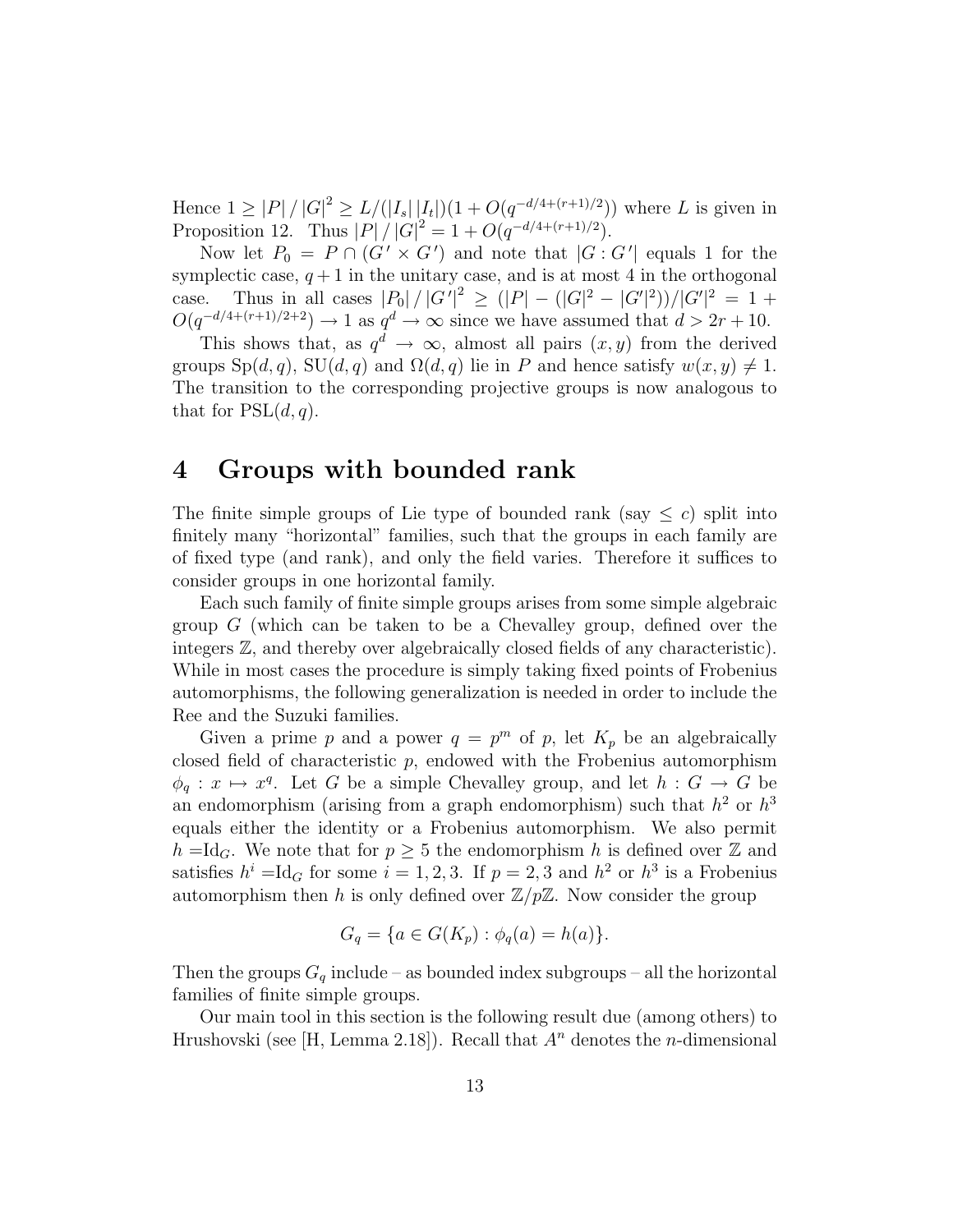Hence $1 \geq |P| / |G|^2 \geq L/(|I_s| |I_t|)(1 + O(q^{-d/4+(r+1)/2}))$ where $L$ is given in Proposition 12. Thus $|P| / |G|^2 = 1 + O(q^{-d/4+(r+1)/2})$.

Now let $P_0 = P \cap (G' \times G')$ and note that $|G : G'|$ equals 1 for the symplectic case, $q+1$ in the unitary case, and is at most 4 in the orthogonal case. Thus in all cases $|P_0| / |G'|^2 \geq (|P| - (|G|^2 - |G'|^2))/|G'|^2 = 1 + O(q^{-d/4+(r+1)/2+2}) \to 1$ as $q^d \to \infty$ since we have assumed that $d > 2r + 10$.

This shows that, as $q^d \to \infty$, almost all pairs $(x, y)$ from the derived groups $\mathrm{Sp}(d, q)$, $\mathrm{SU}(d, q)$ and $\Omega(d, q)$ lie in $P$ and hence satisfy $w(x, y) \neq 1$. The transition to the corresponding projective groups is now analogous to that for $\mathrm{PSL}(d, q)$.

# 4 Groups with bounded rank

The finite simple groups of Lie type of bounded rank (say $\leq c$) split into finitely many "horizontal" families, such that the groups in each family are of fixed type (and rank), and only the field varies. Therefore it suffices to consider groups in one horizontal family.

Each such family of finite simple groups arises from some simple algebraic group $G$ (which can be taken to be a Chevalley group, defined over the integers $\mathbb{Z}$, and thereby over algebraically closed fields of any characteristic). While in most cases the procedure is simply taking fixed points of Frobenius automorphisms, the following generalization is needed in order to include the Ree and the Suzuki families.

Given a prime $p$ and a power $q = p^m$ of $p$, let $K_p$ be an algebraically closed field of characteristic $p$, endowed with the Frobenius automorphism $\phi_q : x \mapsto x^q$. Let $G$ be a simple Chevalley group, and let $h : G \to G$ be an endomorphism (arising from a graph endomorphism) such that $h^2$ or $h^3$ equals either the identity or a Frobenius automorphism. We also permit $h = \mathrm{Id}_G$. We note that for $p \geq 5$ the endomorphism $h$ is defined over $\mathbb{Z}$ and satisfies $h^i = \mathrm{Id}_G$ for some $i = 1, 2, 3$. If $p = 2, 3$ and $h^2$ or $h^3$ is a Frobenius automorphism then $h$ is only defined over $\mathbb{Z}/p\mathbb{Z}$. Now consider the group

$$G_q = \{a \in G(K_p) : \phi_q(a) = h(a)\}.$$

Then the groups $G_q$ include – as bounded index subgroups – all the horizontal families of finite simple groups.

Our main tool in this section is the following result due (among others) to Hrushovski (see [H, Lemma 2.18]). Recall that $A^n$ denotes the $n$-dimensional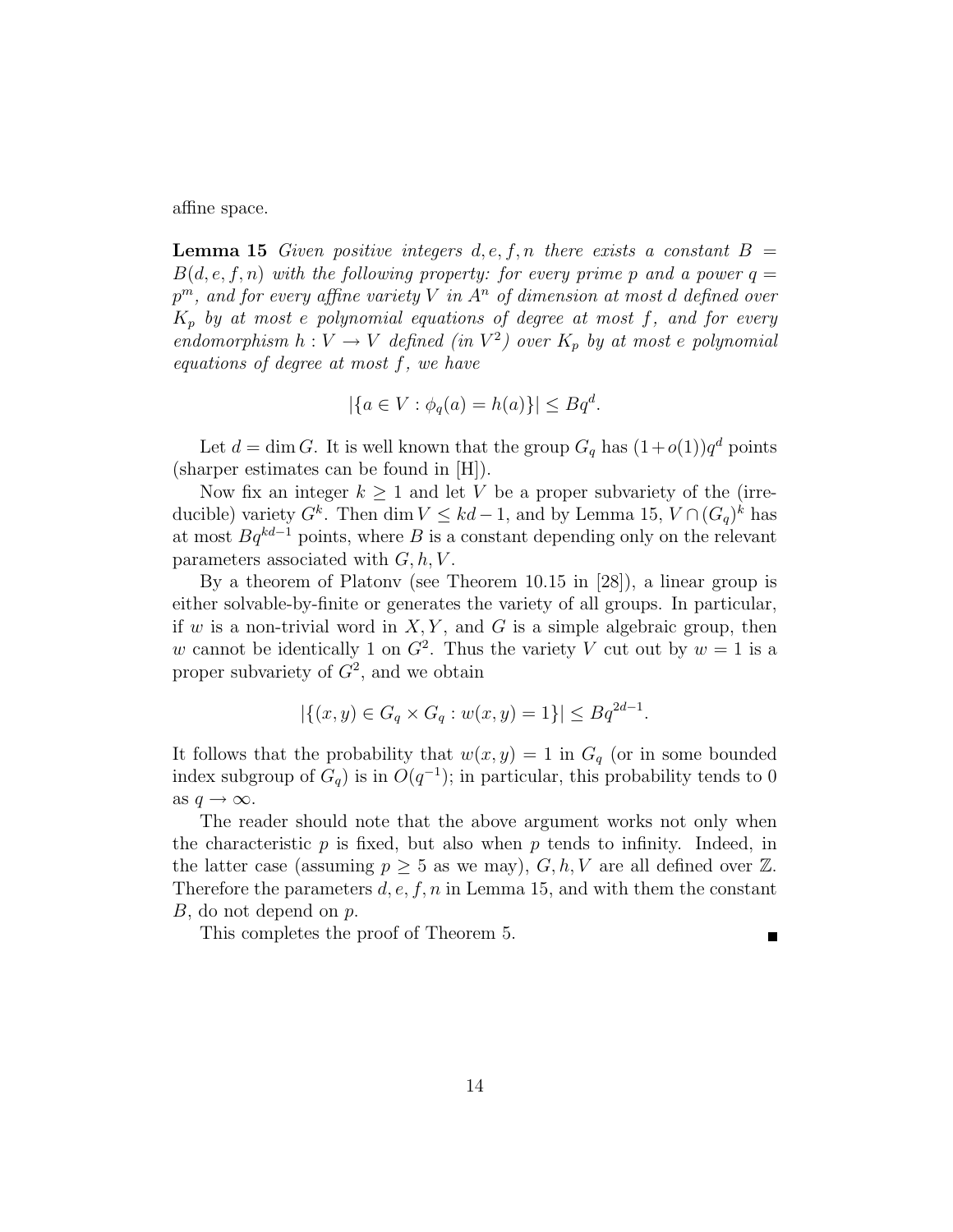affine space.

**Lemma 15** *Given positive integers $d, e, f, n$ there exists a constant $B = B(d, e, f, n)$ with the following property: for every prime $p$ and a power $q = p^m$, and for every affine variety $V$ in $A^n$ of dimension at most $d$ defined over $K_p$ by at most $e$ polynomial equations of degree at most $f$, and for every endomorphism $h : V \to V$ defined (in $V^2$) over $K_p$ by at most $e$ polynomial equations of degree at most $f$, we have*

$$|\{a \in V : \phi_q(a) = h(a)\}| \leq Bq^d.$$

Let $d = \dim G$. It is well known that the group $G_q$ has $(1+o(1))q^d$ points (sharper estimates can be found in [H]).

Now fix an integer $k \geq 1$ and let $V$ be a proper subvariety of the (irreducible) variety $G^k$. Then $\dim V \leq kd - 1$, and by Lemma 15, $V \cap (G_q)^k$ has at most $Bq^{kd-1}$ points, where $B$ is a constant depending only on the relevant parameters associated with $G, h, V$.

By a theorem of Platonv (see Theorem 10.15 in [28]), a linear group is either solvable-by-finite or generates the variety of all groups. In particular, if $w$ is a non-trivial word in $X, Y$, and $G$ is a simple algebraic group, then $w$ cannot be identically 1 on $G^2$. Thus the variety $V$ cut out by $w = 1$ is a proper subvariety of $G^2$, and we obtain

$$|\{(x, y) \in G_q \times G_q : w(x, y) = 1\}| \leq Bq^{2d-1}.$$

It follows that the probability that $w(x, y) = 1$ in $G_q$ (or in some bounded index subgroup of $G_q$) is in $O(q^{-1})$; in particular, this probability tends to 0 as $q \to \infty$.

The reader should note that the above argument works not only when the characteristic $p$ is fixed, but also when $p$ tends to infinity. Indeed, in the latter case (assuming $p \geq 5$ as we may), $G, h, V$ are all defined over $\mathbb{Z}$. Therefore the parameters $d, e, f, n$ in Lemma 15, and with them the constant $B$, do not depend on $p$.

This completes the proof of Theorem 5. ∎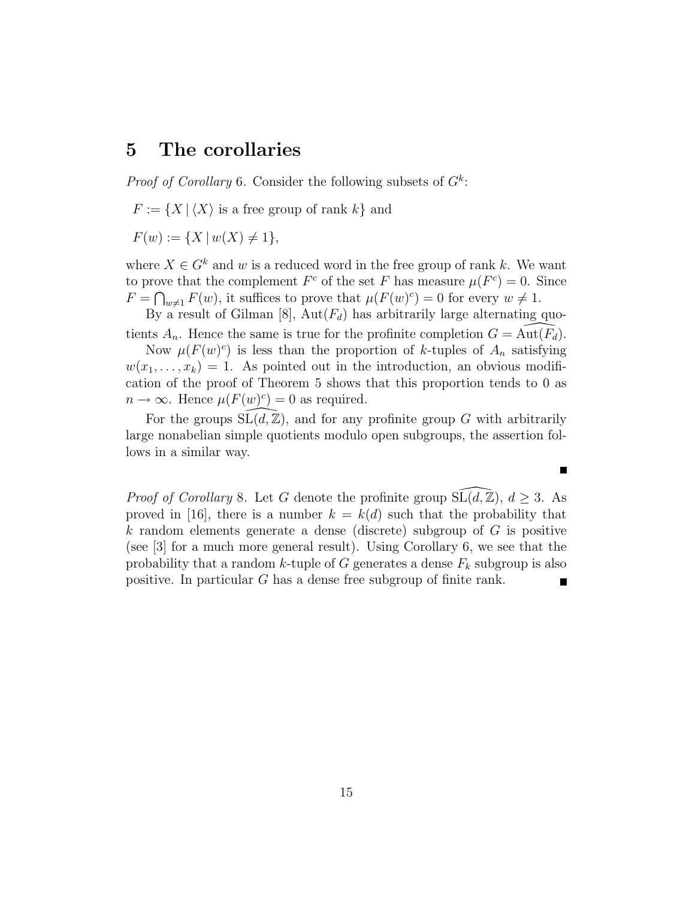## 5 The corollaries

*Proof of Corollary* 6. Consider the following subsets of $G^k$:

$F := \{X \mid \langle X \rangle$ is a free group of rank $k\}$ and

$F(w) := \{X \mid w(X) \neq 1\}$,

where $X \in G^k$ and $w$ is a reduced word in the free group of rank $k$. We want to prove that the complement $F^c$ of the set $F$ has measure $\mu(F^c) = 0$. Since $F = \bigcap_{w \neq 1} F(w)$, it suffices to prove that $\mu(F(w)^c) = 0$ for every $w \neq 1$.

By a result of Gilman [8], $\mathrm{Aut}(F_d)$ has arbitrarily large alternating quotients $A_n$. Hence the same is true for the profinite completion $G = \widehat{\mathrm{Aut}(F_d)}$.

Now $\mu(F(w)^c)$ is less than the proportion of $k$-tuples of $A_n$ satisfying $w(x_1, \ldots, x_k) = 1$. As pointed out in the introduction, an obvious modification of the proof of Theorem 5 shows that this proportion tends to 0 as $n \to \infty$. Hence $\mu(F(w)^c) = 0$ as required.

For the groups $\widehat{\mathrm{SL}(d, \mathbb{Z})}$, and for any profinite group $G$ with arbitrarily large nonabelian simple quotients modulo open subgroups, the assertion follows in a similar way. ∎

*Proof of Corollary* 8. Let $G$ denote the profinite group $\widehat{\mathrm{SL}(d, \mathbb{Z})}$, $d \geq 3$. As proved in [16], there is a number $k = k(d)$ such that the probability that $k$ random elements generate a dense (discrete) subgroup of $G$ is positive (see [3] for a much more general result). Using Corollary 6, we see that the probability that a random $k$-tuple of $G$ generates a dense $F_k$ subgroup is also positive. In particular $G$ has a dense free subgroup of finite rank. ∎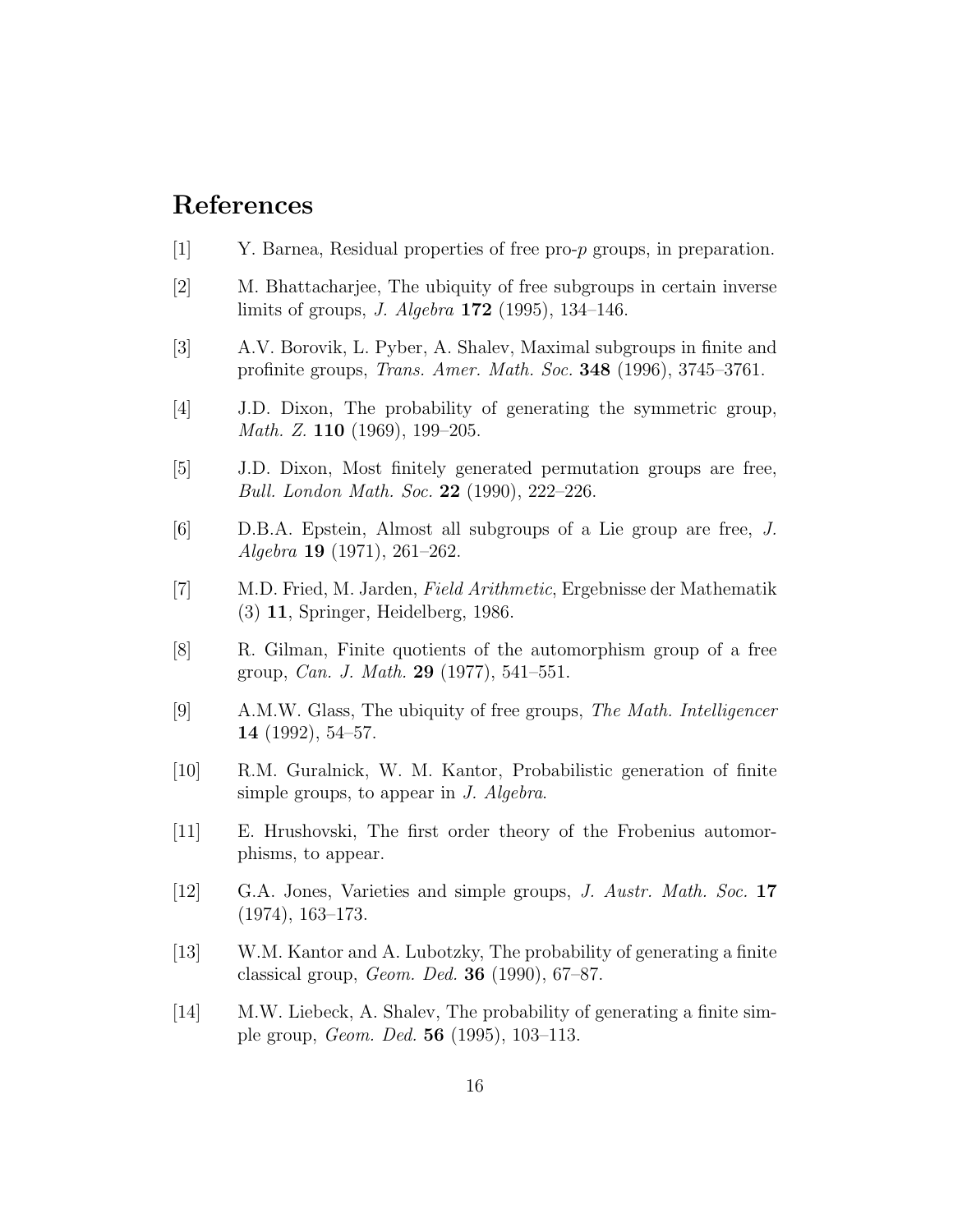## References

[1] Y. Barnea, Residual properties of free pro-$p$ groups, in preparation.

[2] M. Bhattacharjee, The ubiquity of free subgroups in certain inverse limits of groups, *J. Algebra* **172** (1995), 134–146.

[3] A.V. Borovik, L. Pyber, A. Shalev, Maximal subgroups in finite and profinite groups, *Trans. Amer. Math. Soc.* **348** (1996), 3745–3761.

[4] J.D. Dixon, The probability of generating the symmetric group, *Math. Z.* **110** (1969), 199–205.

[5] J.D. Dixon, Most finitely generated permutation groups are free, *Bull. London Math. Soc.* **22** (1990), 222–226.

[6] D.B.A. Epstein, Almost all subgroups of a Lie group are free, *J. Algebra* **19** (1971), 261–262.

[7] M.D. Fried, M. Jarden, *Field Arithmetic*, Ergebnisse der Mathematik (3) **11**, Springer, Heidelberg, 1986.

[8] R. Gilman, Finite quotients of the automorphism group of a free group, *Can. J. Math.* **29** (1977), 541–551.

[9] A.M.W. Glass, The ubiquity of free groups, *The Math. Intelligencer* **14** (1992), 54–57.

[10] R.M. Guralnick, W. M. Kantor, Probabilistic generation of finite simple groups, to appear in *J. Algebra*.

[11] E. Hrushovski, The first order theory of the Frobenius automorphisms, to appear.

[12] G.A. Jones, Varieties and simple groups, *J. Austr. Math. Soc.* **17** (1974), 163–173.

[13] W.M. Kantor and A. Lubotzky, The probability of generating a finite classical group, *Geom. Ded.* **36** (1990), 67–87.

[14] M.W. Liebeck, A. Shalev, The probability of generating a finite simple group, *Geom. Ded.* **56** (1995), 103–113.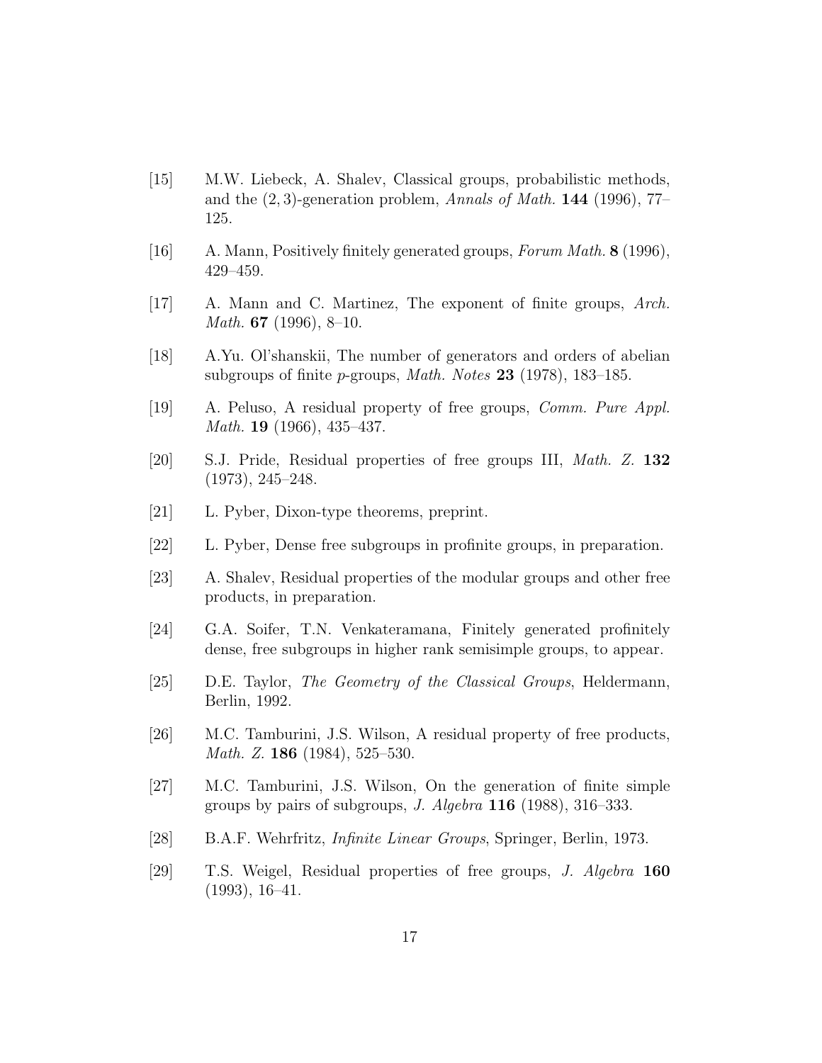[15] M.W. Liebeck, A. Shalev, Classical groups, probabilistic methods, and the $(2,3)$-generation problem, *Annals of Math.* **144** (1996), 77–125.

[16] A. Mann, Positively finitely generated groups, *Forum Math.* **8** (1996), 429–459.

[17] A. Mann and C. Martinez, The exponent of finite groups, *Arch. Math.* **67** (1996), 8–10.

[18] A.Yu. Ol'shanskii, The number of generators and orders of abelian subgroups of finite $p$-groups, *Math. Notes* **23** (1978), 183–185.

[19] A. Peluso, A residual property of free groups, *Comm. Pure Appl. Math.* **19** (1966), 435–437.

[20] S.J. Pride, Residual properties of free groups III, *Math. Z.* **132** (1973), 245–248.

[21] L. Pyber, Dixon-type theorems, preprint.

[22] L. Pyber, Dense free subgroups in profinite groups, in preparation.

[23] A. Shalev, Residual properties of the modular groups and other free products, in preparation.

[24] G.A. Soifer, T.N. Venkateramana, Finitely generated profinitely dense, free subgroups in higher rank semisimple groups, to appear.

[25] D.E. Taylor, *The Geometry of the Classical Groups*, Heldermann, Berlin, 1992.

[26] M.C. Tamburini, J.S. Wilson, A residual property of free products, *Math. Z.* **186** (1984), 525–530.

[27] M.C. Tamburini, J.S. Wilson, On the generation of finite simple groups by pairs of subgroups, *J. Algebra* **116** (1988), 316–333.

[28] B.A.F. Wehrfritz, *Infinite Linear Groups*, Springer, Berlin, 1973.

[29] T.S. Weigel, Residual properties of free groups, *J. Algebra* **160** (1993), 16–41.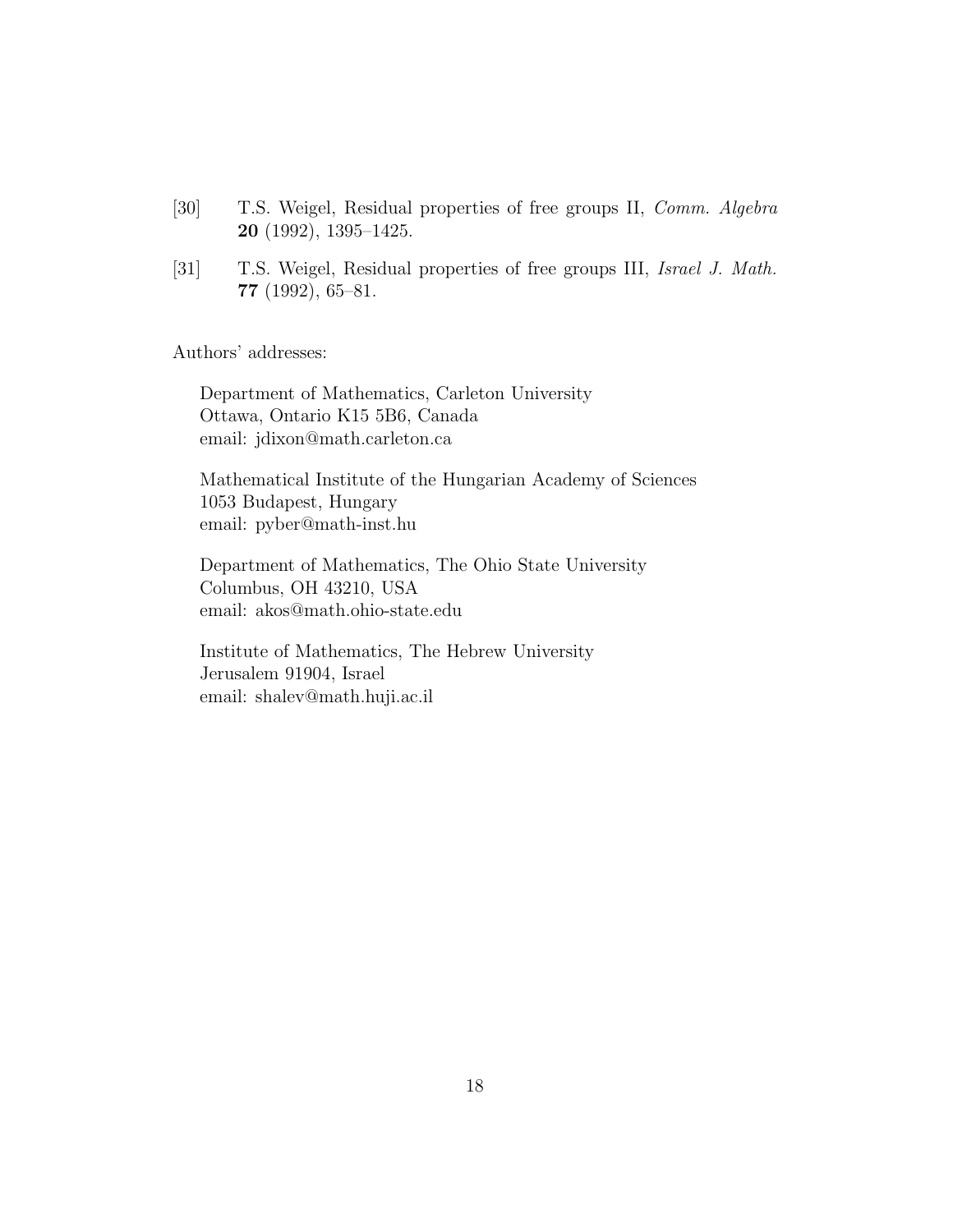[30] T.S. Weigel, Residual properties of free groups II, *Comm. Algebra* **20** (1992), 1395–1425.

[31] T.S. Weigel, Residual properties of free groups III, *Israel J. Math.* **77** (1992), 65–81.

Authors' addresses:

Department of Mathematics, Carleton University
Ottawa, Ontario K15 5B6, Canada
email: jdixon@math.carleton.ca

Mathematical Institute of the Hungarian Academy of Sciences
1053 Budapest, Hungary
email: pyber@math-inst.hu

Department of Mathematics, The Ohio State University
Columbus, OH 43210, USA
email: akos@math.ohio-state.edu

Institute of Mathematics, The Hebrew University
Jerusalem 91904, Israel
email: shalev@math.huji.ac.il